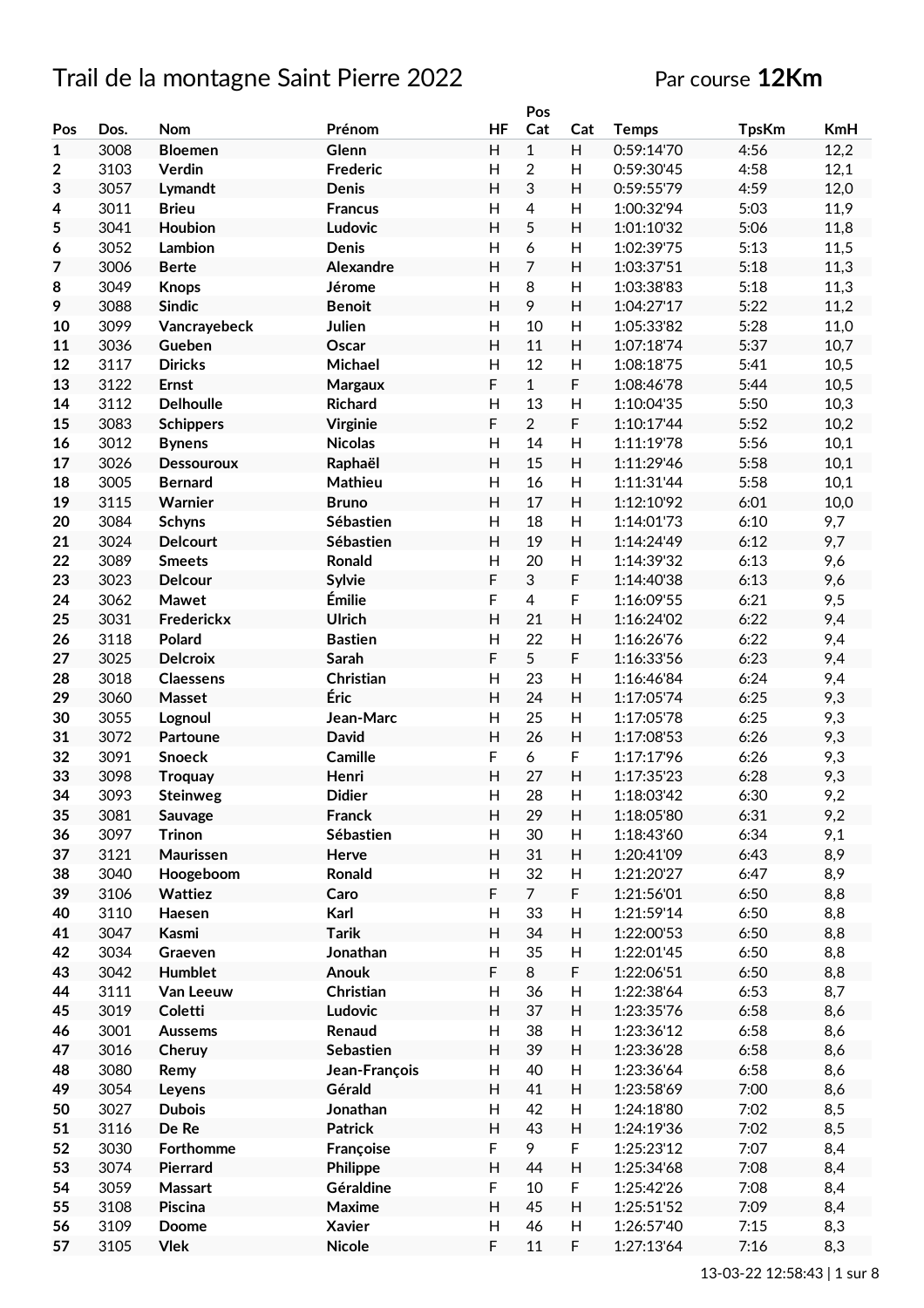# Trail de la montagne Saint Pierre 2022

Par course **12Km**

| Pos | Dos. | Nom | Prénom | HF | Pos Cat | Cat | Temps | TpsKm | KmH |
|---|---|---|---|---|---|---|---|---|---|
| **1** | 3008 | **Bloemen** | **Glenn** | H | 1 | H | 0:59:14'70 | 4:56 | 12,2 |
| **2** | 3103 | **Verdin** | **Frederic** | H | 2 | H | 0:59:30'45 | 4:58 | 12,1 |
| **3** | 3057 | **Lymandt** | **Denis** | H | 3 | H | 0:59:55'79 | 4:59 | 12,0 |
| **4** | 3011 | **Brieu** | **Francus** | H | 4 | H | 1:00:32'94 | 5:03 | 11,9 |
| **5** | 3041 | **Houbion** | **Ludovic** | H | 5 | H | 1:01:10'32 | 5:06 | 11,8 |
| **6** | 3052 | **Lambion** | **Denis** | H | 6 | H | 1:02:39'75 | 5:13 | 11,5 |
| **7** | 3006 | **Berte** | **Alexandre** | H | 7 | H | 1:03:37'51 | 5:18 | 11,3 |
| **8** | 3049 | **Knops** | **Jérome** | H | 8 | H | 1:03:38'83 | 5:18 | 11,3 |
| **9** | 3088 | **Sindic** | **Benoit** | H | 9 | H | 1:04:27'17 | 5:22 | 11,2 |
| **10** | 3099 | **Vancrayebeck** | **Julien** | H | 10 | H | 1:05:33'82 | 5:28 | 11,0 |
| **11** | 3036 | **Gueben** | **Oscar** | H | 11 | H | 1:07:18'74 | 5:37 | 10,7 |
| **12** | 3117 | **Diricks** | **Michael** | H | 12 | H | 1:08:18'75 | 5:41 | 10,5 |
| **13** | 3122 | **Ernst** | **Margaux** | F | 1 | F | 1:08:46'78 | 5:44 | 10,5 |
| **14** | 3112 | **Delhoulle** | **Richard** | H | 13 | H | 1:10:04'35 | 5:50 | 10,3 |
| **15** | 3083 | **Schippers** | **Virginie** | F | 2 | F | 1:10:17'44 | 5:52 | 10,2 |
| **16** | 3012 | **Bynens** | **Nicolas** | H | 14 | H | 1:11:19'78 | 5:56 | 10,1 |
| **17** | 3026 | **Dessouroux** | **Raphaël** | H | 15 | H | 1:11:29'46 | 5:58 | 10,1 |
| **18** | 3005 | **Bernard** | **Mathieu** | H | 16 | H | 1:11:31'44 | 5:58 | 10,1 |
| **19** | 3115 | **Warnier** | **Bruno** | H | 17 | H | 1:12:10'92 | 6:01 | 10,0 |
| **20** | 3084 | **Schyns** | **Sébastien** | H | 18 | H | 1:14:01'73 | 6:10 | 9,7 |
| **21** | 3024 | **Delcourt** | **Sébastien** | H | 19 | H | 1:14:24'49 | 6:12 | 9,7 |
| **22** | 3089 | **Smeets** | **Ronald** | H | 20 | H | 1:14:39'32 | 6:13 | 9,6 |
| **23** | 3023 | **Delcour** | **Sylvie** | F | 3 | F | 1:14:40'38 | 6:13 | 9,6 |
| **24** | 3062 | **Mawet** | **Émilie** | F | 4 | F | 1:16:09'55 | 6:21 | 9,5 |
| **25** | 3031 | **Frederickx** | **Ulrich** | H | 21 | H | 1:16:24'02 | 6:22 | 9,4 |
| **26** | 3118 | **Polard** | **Bastien** | H | 22 | H | 1:16:26'76 | 6:22 | 9,4 |
| **27** | 3025 | **Delcroix** | **Sarah** | F | 5 | F | 1:16:33'56 | 6:23 | 9,4 |
| **28** | 3018 | **Claessens** | **Christian** | H | 23 | H | 1:16:46'84 | 6:24 | 9,4 |
| **29** | 3060 | **Masset** | **Éric** | H | 24 | H | 1:17:05'74 | 6:25 | 9,3 |
| **30** | 3055 | **Lognoul** | **Jean-Marc** | H | 25 | H | 1:17:05'78 | 6:25 | 9,3 |
| **31** | 3072 | **Partoune** | **David** | H | 26 | H | 1:17:08'53 | 6:26 | 9,3 |
| **32** | 3091 | **Snoeck** | **Camille** | F | 6 | F | 1:17:17'96 | 6:26 | 9,3 |
| **33** | 3098 | **Troquay** | **Henri** | H | 27 | H | 1:17:35'23 | 6:28 | 9,3 |
| **34** | 3093 | **Steinweg** | **Didier** | H | 28 | H | 1:18:03'42 | 6:30 | 9,2 |
| **35** | 3081 | **Sauvage** | **Franck** | H | 29 | H | 1:18:05'80 | 6:31 | 9,2 |
| **36** | 3097 | **Trinon** | **Sébastien** | H | 30 | H | 1:18:43'60 | 6:34 | 9,1 |
| **37** | 3121 | **Maurissen** | **Herve** | H | 31 | H | 1:20:41'09 | 6:43 | 8,9 |
| **38** | 3040 | **Hoogeboom** | **Ronald** | H | 32 | H | 1:21:20'27 | 6:47 | 8,9 |
| **39** | 3106 | **Wattiez** | **Caro** | F | 7 | F | 1:21:56'01 | 6:50 | 8,8 |
| **40** | 3110 | **Haesen** | **Karl** | H | 33 | H | 1:21:59'14 | 6:50 | 8,8 |
| **41** | 3047 | **Kasmi** | **Tarik** | H | 34 | H | 1:22:00'53 | 6:50 | 8,8 |
| **42** | 3034 | **Graeven** | **Jonathan** | H | 35 | H | 1:22:01'45 | 6:50 | 8,8 |
| **43** | 3042 | **Humblet** | **Anouk** | F | 8 | F | 1:22:06'51 | 6:50 | 8,8 |
| **44** | 3111 | **Van Leeuw** | **Christian** | H | 36 | H | 1:22:38'64 | 6:53 | 8,7 |
| **45** | 3019 | **Coletti** | **Ludovic** | H | 37 | H | 1:23:35'76 | 6:58 | 8,6 |
| **46** | 3001 | **Aussems** | **Renaud** | H | 38 | H | 1:23:36'12 | 6:58 | 8,6 |
| **47** | 3016 | **Cheruy** | **Sebastien** | H | 39 | H | 1:23:36'28 | 6:58 | 8,6 |
| **48** | 3080 | **Remy** | **Jean-François** | H | 40 | H | 1:23:36'64 | 6:58 | 8,6 |
| **49** | 3054 | **Leyens** | **Gérald** | H | 41 | H | 1:23:58'69 | 7:00 | 8,6 |
| **50** | 3027 | **Dubois** | **Jonathan** | H | 42 | H | 1:24:18'80 | 7:02 | 8,5 |
| **51** | 3116 | **De Re** | **Patrick** | H | 43 | H | 1:24:19'36 | 7:02 | 8,5 |
| **52** | 3030 | **Forthomme** | **Françoise** | F | 9 | F | 1:25:23'12 | 7:07 | 8,4 |
| **53** | 3074 | **Pierrard** | **Philippe** | H | 44 | H | 1:25:34'68 | 7:08 | 8,4 |
| **54** | 3059 | **Massart** | **Géraldine** | F | 10 | F | 1:25:42'26 | 7:08 | 8,4 |
| **55** | 3108 | **Piscina** | **Maxime** | H | 45 | H | 1:25:51'52 | 7:09 | 8,4 |
| **56** | 3109 | **Doome** | **Xavier** | H | 46 | H | 1:26:57'40 | 7:15 | 8,3 |
| **57** | 3105 | **Vlek** | **Nicole** | F | 11 | F | 1:27:13'64 | 7:16 | 8,3 |

13-03-22 12:58:43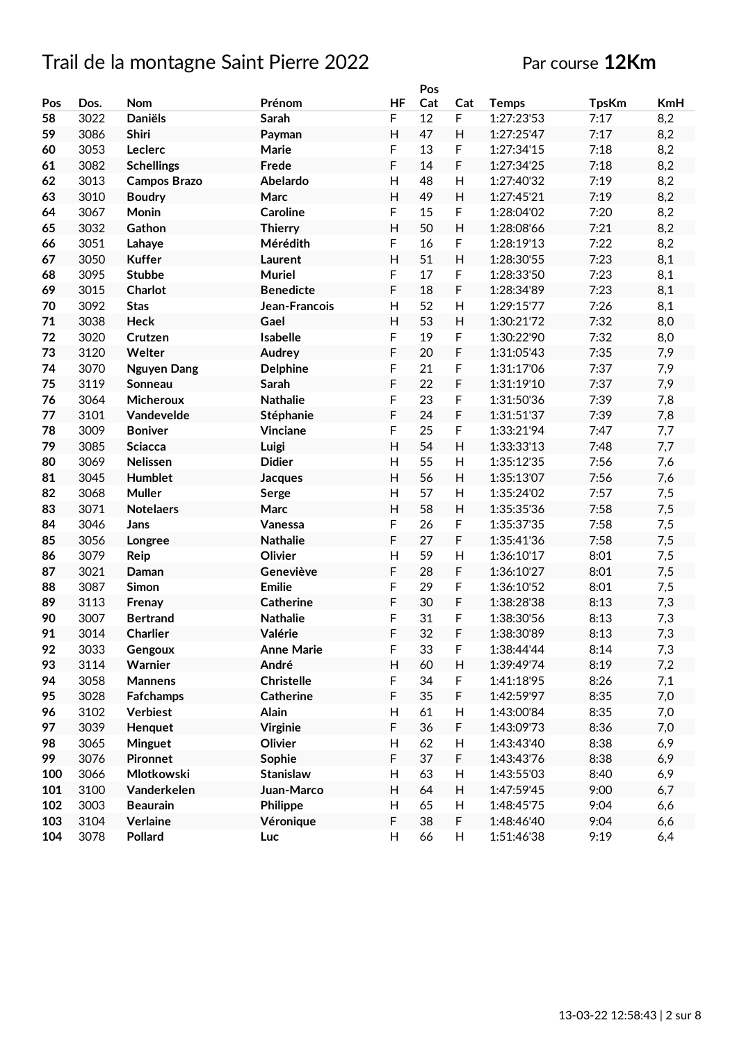# Trail de la montagne Saint Pierre 2022

Par course **12Km**

| Pos | Dos. | Nom | Prénom | HF | Pos Cat | Cat | Temps | TpsKm | KmH |
|---|---|---|---|---|---|---|---|---|---|
| 58 | 3022 | Daniëls | Sarah | F | 12 | F | 1:27:23'53 | 7:17 | 8,2 |
| 59 | 3086 | Shiri | Payman | H | 47 | H | 1:27:25'47 | 7:17 | 8,2 |
| 60 | 3053 | Leclerc | Marie | F | 13 | F | 1:27:34'15 | 7:18 | 8,2 |
| 61 | 3082 | Schellings | Frede | F | 14 | F | 1:27:34'25 | 7:18 | 8,2 |
| 62 | 3013 | Campos Brazo | Abelardo | H | 48 | H | 1:27:40'32 | 7:19 | 8,2 |
| 63 | 3010 | Boudry | Marc | H | 49 | H | 1:27:45'21 | 7:19 | 8,2 |
| 64 | 3067 | Monin | Caroline | F | 15 | F | 1:28:04'02 | 7:20 | 8,2 |
| 65 | 3032 | Gathon | Thierry | H | 50 | H | 1:28:08'66 | 7:21 | 8,2 |
| 66 | 3051 | Lahaye | Mérédith | F | 16 | F | 1:28:19'13 | 7:22 | 8,2 |
| 67 | 3050 | Kuffer | Laurent | H | 51 | H | 1:28:30'55 | 7:23 | 8,1 |
| 68 | 3095 | Stubbe | Muriel | F | 17 | F | 1:28:33'50 | 7:23 | 8,1 |
| 69 | 3015 | Charlot | Benedicte | F | 18 | F | 1:28:34'89 | 7:23 | 8,1 |
| 70 | 3092 | Stas | Jean-Francois | H | 52 | H | 1:29:15'77 | 7:26 | 8,1 |
| 71 | 3038 | Heck | Gael | H | 53 | H | 1:30:21'72 | 7:32 | 8,0 |
| 72 | 3020 | Crutzen | Isabelle | F | 19 | F | 1:30:22'90 | 7:32 | 8,0 |
| 73 | 3120 | Welter | Audrey | F | 20 | F | 1:31:05'43 | 7:35 | 7,9 |
| 74 | 3070 | Nguyen Dang | Delphine | F | 21 | F | 1:31:17'06 | 7:37 | 7,9 |
| 75 | 3119 | Sonneau | Sarah | F | 22 | F | 1:31:19'10 | 7:37 | 7,9 |
| 76 | 3064 | Micheroux | Nathalie | F | 23 | F | 1:31:50'36 | 7:39 | 7,8 |
| 77 | 3101 | Vandevelde | Stéphanie | F | 24 | F | 1:31:51'37 | 7:39 | 7,8 |
| 78 | 3009 | Boniver | Vinciane | F | 25 | F | 1:33:21'94 | 7:47 | 7,7 |
| 79 | 3085 | Sciacca | Luigi | H | 54 | H | 1:33:33'13 | 7:48 | 7,7 |
| 80 | 3069 | Nelissen | Didier | H | 55 | H | 1:35:12'35 | 7:56 | 7,6 |
| 81 | 3045 | Humblet | Jacques | H | 56 | H | 1:35:13'07 | 7:56 | 7,6 |
| 82 | 3068 | Muller | Serge | H | 57 | H | 1:35:24'02 | 7:57 | 7,5 |
| 83 | 3071 | Notelaers | Marc | H | 58 | H | 1:35:35'36 | 7:58 | 7,5 |
| 84 | 3046 | Jans | Vanessa | F | 26 | F | 1:35:37'35 | 7:58 | 7,5 |
| 85 | 3056 | Longree | Nathalie | F | 27 | F | 1:35:41'36 | 7:58 | 7,5 |
| 86 | 3079 | Reip | Olivier | H | 59 | H | 1:36:10'17 | 8:01 | 7,5 |
| 87 | 3021 | Daman | Geneviève | F | 28 | F | 1:36:10'27 | 8:01 | 7,5 |
| 88 | 3087 | Simon | Emilie | F | 29 | F | 1:36:10'52 | 8:01 | 7,5 |
| 89 | 3113 | Frenay | Catherine | F | 30 | F | 1:38:28'38 | 8:13 | 7,3 |
| 90 | 3007 | Bertrand | Nathalie | F | 31 | F | 1:38:30'56 | 8:13 | 7,3 |
| 91 | 3014 | Charlier | Valérie | F | 32 | F | 1:38:30'89 | 8:13 | 7,3 |
| 92 | 3033 | Gengoux | Anne Marie | F | 33 | F | 1:38:44'44 | 8:14 | 7,3 |
| 93 | 3114 | Warnier | André | H | 60 | H | 1:39:49'74 | 8:19 | 7,2 |
| 94 | 3058 | Mannens | Christelle | F | 34 | F | 1:41:18'95 | 8:26 | 7,1 |
| 95 | 3028 | Fafchamps | Catherine | F | 35 | F | 1:42:59'97 | 8:35 | 7,0 |
| 96 | 3102 | Verbiest | Alain | H | 61 | H | 1:43:00'84 | 8:35 | 7,0 |
| 97 | 3039 | Henquet | Virginie | F | 36 | F | 1:43:09'73 | 8:36 | 7,0 |
| 98 | 3065 | Minguet | Olivier | H | 62 | H | 1:43:43'40 | 8:38 | 6,9 |
| 99 | 3076 | Pironnet | Sophie | F | 37 | F | 1:43:43'76 | 8:38 | 6,9 |
| 100 | 3066 | Mlotkowski | Stanislaw | H | 63 | H | 1:43:55'03 | 8:40 | 6,9 |
| 101 | 3100 | Vanderkelen | Juan-Marco | H | 64 | H | 1:47:59'45 | 9:00 | 6,7 |
| 102 | 3003 | Beaurain | Philippe | H | 65 | H | 1:48:45'75 | 9:04 | 6,6 |
| 103 | 3104 | Verlaine | Véronique | F | 38 | F | 1:48:46'40 | 9:04 | 6,6 |
| 104 | 3078 | Pollard | Luc | H | 66 | H | 1:51:46'38 | 9:19 | 6,4 |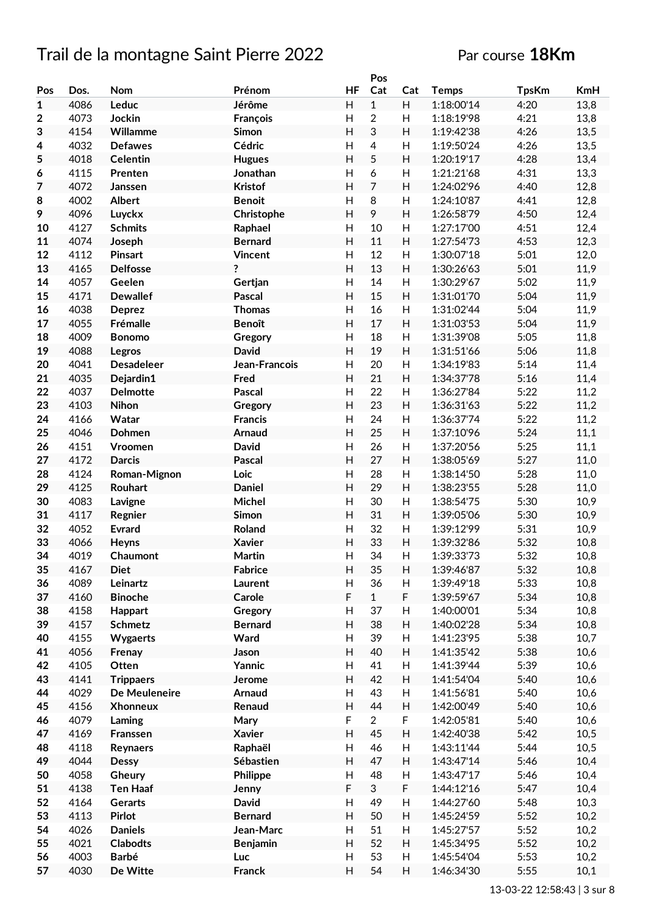# Trail de la montagne Saint Pierre 2022

Par course **18Km**

| Pos | Dos. | Nom | Prénom | HF | Pos Cat | Cat | Temps | TpsKm | KmH |
|---|---|---|---|---|---|---|---|---|---|
| 1 | 4086 | Leduc | Jérôme | H | 1 | H | 1:18:00'14 | 4:20 | 13,8 |
| 2 | 4073 | Jockin | François | H | 2 | H | 1:18:19'98 | 4:21 | 13,8 |
| 3 | 4154 | Willamme | Simon | H | 3 | H | 1:19:42'38 | 4:26 | 13,5 |
| 4 | 4032 | Defawes | Cédric | H | 4 | H | 1:19:50'24 | 4:26 | 13,5 |
| 5 | 4018 | Celentin | Hugues | H | 5 | H | 1:20:19'17 | 4:28 | 13,4 |
| 6 | 4115 | Prenten | Jonathan | H | 6 | H | 1:21:21'68 | 4:31 | 13,3 |
| 7 | 4072 | Janssen | Kristof | H | 7 | H | 1:24:02'96 | 4:40 | 12,8 |
| 8 | 4002 | Albert | Benoit | H | 8 | H | 1:24:10'87 | 4:41 | 12,8 |
| 9 | 4096 | Luyckx | Christophe | H | 9 | H | 1:26:58'79 | 4:50 | 12,4 |
| 10 | 4127 | Schmits | Raphael | H | 10 | H | 1:27:17'00 | 4:51 | 12,4 |
| 11 | 4074 | Joseph | Bernard | H | 11 | H | 1:27:54'73 | 4:53 | 12,3 |
| 12 | 4112 | Pinsart | Vincent | H | 12 | H | 1:30:07'18 | 5:01 | 12,0 |
| 13 | 4165 | Delfosse | ? | H | 13 | H | 1:30:26'63 | 5:01 | 11,9 |
| 14 | 4057 | Geelen | Gertjan | H | 14 | H | 1:30:29'67 | 5:02 | 11,9 |
| 15 | 4171 | Dewallef | Pascal | H | 15 | H | 1:31:01'70 | 5:04 | 11,9 |
| 16 | 4038 | Deprez | Thomas | H | 16 | H | 1:31:02'44 | 5:04 | 11,9 |
| 17 | 4055 | Frémalle | Benoît | H | 17 | H | 1:31:03'53 | 5:04 | 11,9 |
| 18 | 4009 | Bonomo | Gregory | H | 18 | H | 1:31:39'08 | 5:05 | 11,8 |
| 19 | 4088 | Legros | David | H | 19 | H | 1:31:51'66 | 5:06 | 11,8 |
| 20 | 4041 | Desadeleer | Jean-Francois | H | 20 | H | 1:34:19'83 | 5:14 | 11,4 |
| 21 | 4035 | Dejardin1 | Fred | H | 21 | H | 1:34:37'78 | 5:16 | 11,4 |
| 22 | 4037 | Delmotte | Pascal | H | 22 | H | 1:36:27'84 | 5:22 | 11,2 |
| 23 | 4103 | Nihon | Gregory | H | 23 | H | 1:36:31'63 | 5:22 | 11,2 |
| 24 | 4166 | Watar | Francis | H | 24 | H | 1:36:37'74 | 5:22 | 11,2 |
| 25 | 4046 | Dohmen | Arnaud | H | 25 | H | 1:37:10'96 | 5:24 | 11,1 |
| 26 | 4151 | Vroomen | David | H | 26 | H | 1:37:20'56 | 5:25 | 11,1 |
| 27 | 4172 | Darcis | Pascal | H | 27 | H | 1:38:05'69 | 5:27 | 11,0 |
| 28 | 4124 | Roman-Mignon | Loic | H | 28 | H | 1:38:14'50 | 5:28 | 11,0 |
| 29 | 4125 | Rouhart | Daniel | H | 29 | H | 1:38:23'55 | 5:28 | 11,0 |
| 30 | 4083 | Lavigne | Michel | H | 30 | H | 1:38:54'75 | 5:30 | 10,9 |
| 31 | 4117 | Regnier | Simon | H | 31 | H | 1:39:05'06 | 5:30 | 10,9 |
| 32 | 4052 | Evrard | Roland | H | 32 | H | 1:39:12'99 | 5:31 | 10,9 |
| 33 | 4066 | Heyns | Xavier | H | 33 | H | 1:39:32'86 | 5:32 | 10,8 |
| 34 | 4019 | Chaumont | Martin | H | 34 | H | 1:39:33'73 | 5:32 | 10,8 |
| 35 | 4167 | Diet | Fabrice | H | 35 | H | 1:39:46'87 | 5:32 | 10,8 |
| 36 | 4089 | Leinartz | Laurent | H | 36 | H | 1:39:49'18 | 5:33 | 10,8 |
| 37 | 4160 | Binoche | Carole | F | 1 | F | 1:39:59'67 | 5:34 | 10,8 |
| 38 | 4158 | Happart | Gregory | H | 37 | H | 1:40:00'01 | 5:34 | 10,8 |
| 39 | 4157 | Schmetz | Bernard | H | 38 | H | 1:40:02'28 | 5:34 | 10,8 |
| 40 | 4155 | Wygaerts | Ward | H | 39 | H | 1:41:23'95 | 5:38 | 10,7 |
| 41 | 4056 | Frenay | Jason | H | 40 | H | 1:41:35'42 | 5:38 | 10,6 |
| 42 | 4105 | Otten | Yannic | H | 41 | H | 1:41:39'44 | 5:39 | 10,6 |
| 43 | 4141 | Trippaers | Jerome | H | 42 | H | 1:41:54'04 | 5:40 | 10,6 |
| 44 | 4029 | De Meuleneire | Arnaud | H | 43 | H | 1:41:56'81 | 5:40 | 10,6 |
| 45 | 4156 | Xhonneux | Renaud | H | 44 | H | 1:42:00'49 | 5:40 | 10,6 |
| 46 | 4079 | Laming | Mary | F | 2 | F | 1:42:05'81 | 5:40 | 10,6 |
| 47 | 4169 | Franssen | Xavier | H | 45 | H | 1:42:40'38 | 5:42 | 10,5 |
| 48 | 4118 | Reynaers | Raphaël | H | 46 | H | 1:43:11'44 | 5:44 | 10,5 |
| 49 | 4044 | Dessy | Sébastien | H | 47 | H | 1:43:47'14 | 5:46 | 10,4 |
| 50 | 4058 | Gheury | Philippe | H | 48 | H | 1:43:47'17 | 5:46 | 10,4 |
| 51 | 4138 | Ten Haaf | Jenny | F | 3 | F | 1:44:12'16 | 5:47 | 10,4 |
| 52 | 4164 | Gerarts | David | H | 49 | H | 1:44:27'60 | 5:48 | 10,3 |
| 53 | 4113 | Pirlot | Bernard | H | 50 | H | 1:45:24'59 | 5:52 | 10,2 |
| 54 | 4026 | Daniels | Jean-Marc | H | 51 | H | 1:45:27'57 | 5:52 | 10,2 |
| 55 | 4021 | Clabodts | Benjamin | H | 52 | H | 1:45:34'95 | 5:52 | 10,2 |
| 56 | 4003 | Barbé | Luc | H | 53 | H | 1:45:54'04 | 5:53 | 10,2 |
| 57 | 4030 | De Witte | Franck | H | 54 | H | 1:46:34'30 | 5:55 | 10,1 |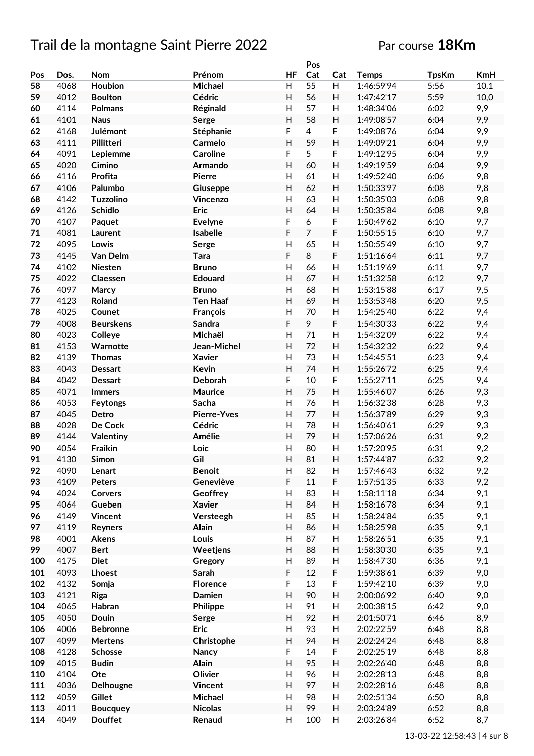# Trail de la montagne Saint Pierre 2022

Par course **18Km**

| Pos | Dos. | Nom | Prénom | HF | Pos Cat | Cat | Temps | TpsKm | KmH |
|---|---|---|---|---|---|---|---|---|---|
| 58 | 4068 | Houbion | Michael | H | 55 | H | 1:46:59'94 | 5:56 | 10,1 |
| 59 | 4012 | Boulton | Cédric | H | 56 | H | 1:47:42'17 | 5:59 | 10,0 |
| 60 | 4114 | Polmans | Réginald | H | 57 | H | 1:48:34'06 | 6:02 | 9,9 |
| 61 | 4101 | Naus | Serge | H | 58 | H | 1:49:08'57 | 6:04 | 9,9 |
| 62 | 4168 | Julémont | Stéphanie | F | 4 | F | 1:49:08'76 | 6:04 | 9,9 |
| 63 | 4111 | Pillitteri | Carmelo | H | 59 | H | 1:49:09'21 | 6:04 | 9,9 |
| 64 | 4091 | Lepiemme | Caroline | F | 5 | F | 1:49:12'95 | 6:04 | 9,9 |
| 65 | 4020 | Cimino | Armando | H | 60 | H | 1:49:19'59 | 6:04 | 9,9 |
| 66 | 4116 | Profita | Pierre | H | 61 | H | 1:49:52'40 | 6:06 | 9,8 |
| 67 | 4106 | Palumbo | Giuseppe | H | 62 | H | 1:50:33'97 | 6:08 | 9,8 |
| 68 | 4142 | Tuzzolino | Vincenzo | H | 63 | H | 1:50:35'03 | 6:08 | 9,8 |
| 69 | 4126 | Schidlo | Eric | H | 64 | H | 1:50:35'84 | 6:08 | 9,8 |
| 70 | 4107 | Paquet | Evelyne | F | 6 | F | 1:50:49'62 | 6:10 | 9,7 |
| 71 | 4081 | Laurent | Isabelle | F | 7 | F | 1:50:55'15 | 6:10 | 9,7 |
| 72 | 4095 | Lowis | Serge | H | 65 | H | 1:50:55'49 | 6:10 | 9,7 |
| 73 | 4145 | Van Delm | Tara | F | 8 | F | 1:51:16'64 | 6:11 | 9,7 |
| 74 | 4102 | Niesten | Bruno | H | 66 | H | 1:51:19'69 | 6:11 | 9,7 |
| 75 | 4022 | Claessen | Edouard | H | 67 | H | 1:51:32'58 | 6:12 | 9,7 |
| 76 | 4097 | Marcy | Bruno | H | 68 | H | 1:53:15'88 | 6:17 | 9,5 |
| 77 | 4123 | Roland | Ten Haaf | H | 69 | H | 1:53:53'48 | 6:20 | 9,5 |
| 78 | 4025 | Counet | François | H | 70 | H | 1:54:25'40 | 6:22 | 9,4 |
| 79 | 4008 | Beurskens | Sandra | F | 9 | F | 1:54:30'33 | 6:22 | 9,4 |
| 80 | 4023 | Colleye | Michaël | H | 71 | H | 1:54:32'09 | 6:22 | 9,4 |
| 81 | 4153 | Warnotte | Jean-Michel | H | 72 | H | 1:54:32'32 | 6:22 | 9,4 |
| 82 | 4139 | Thomas | Xavier | H | 73 | H | 1:54:45'51 | 6:23 | 9,4 |
| 83 | 4043 | Dessart | Kevin | H | 74 | H | 1:55:26'72 | 6:25 | 9,4 |
| 84 | 4042 | Dessart | Deborah | F | 10 | F | 1:55:27'11 | 6:25 | 9,4 |
| 85 | 4071 | Immers | Maurice | H | 75 | H | 1:55:46'07 | 6:26 | 9,3 |
| 86 | 4053 | Feytongs | Sacha | H | 76 | H | 1:56:32'38 | 6:28 | 9,3 |
| 87 | 4045 | Detro | Pierre-Yves | H | 77 | H | 1:56:37'89 | 6:29 | 9,3 |
| 88 | 4028 | De Cock | Cédric | H | 78 | H | 1:56:40'61 | 6:29 | 9,3 |
| 89 | 4144 | Valentiny | Amélie | H | 79 | H | 1:57:06'26 | 6:31 | 9,2 |
| 90 | 4054 | Fraikin | Loic | H | 80 | H | 1:57:20'95 | 6:31 | 9,2 |
| 91 | 4130 | Simon | Gil | H | 81 | H | 1:57:44'87 | 6:32 | 9,2 |
| 92 | 4090 | Lenart | Benoit | H | 82 | H | 1:57:46'43 | 6:32 | 9,2 |
| 93 | 4109 | Peters | Geneviève | F | 11 | F | 1:57:51'35 | 6:33 | 9,2 |
| 94 | 4024 | Corvers | Geoffrey | H | 83 | H | 1:58:11'18 | 6:34 | 9,1 |
| 95 | 4064 | Gueben | Xavier | H | 84 | H | 1:58:16'78 | 6:34 | 9,1 |
| 96 | 4149 | Vincent | Versteegh | H | 85 | H | 1:58:24'84 | 6:35 | 9,1 |
| 97 | 4119 | Reyners | Alain | H | 86 | H | 1:58:25'98 | 6:35 | 9,1 |
| 98 | 4001 | Akens | Louis | H | 87 | H | 1:58:26'51 | 6:35 | 9,1 |
| 99 | 4007 | Bert | Weetjens | H | 88 | H | 1:58:30'30 | 6:35 | 9,1 |
| 100 | 4175 | Diet | Gregory | H | 89 | H | 1:58:47'30 | 6:36 | 9,1 |
| 101 | 4093 | Lhoest | Sarah | F | 12 | F | 1:59:38'61 | 6:39 | 9,0 |
| 102 | 4132 | Somja | Florence | F | 13 | F | 1:59:42'10 | 6:39 | 9,0 |
| 103 | 4121 | Riga | Damien | H | 90 | H | 2:00:06'92 | 6:40 | 9,0 |
| 104 | 4065 | Habran | Philippe | H | 91 | H | 2:00:38'15 | 6:42 | 9,0 |
| 105 | 4050 | Douin | Serge | H | 92 | H | 2:01:50'71 | 6:46 | 8,9 |
| 106 | 4006 | Bebronne | Eric | H | 93 | H | 2:02:22'59 | 6:48 | 8,8 |
| 107 | 4099 | Mertens | Christophe | H | 94 | H | 2:02:24'24 | 6:48 | 8,8 |
| 108 | 4128 | Schosse | Nancy | F | 14 | F | 2:02:25'19 | 6:48 | 8,8 |
| 109 | 4015 | Budin | Alain | H | 95 | H | 2:02:26'40 | 6:48 | 8,8 |
| 110 | 4104 | Ote | Olivier | H | 96 | H | 2:02:28'13 | 6:48 | 8,8 |
| 111 | 4036 | Delhougne | Vincent | H | 97 | H | 2:02:28'16 | 6:48 | 8,8 |
| 112 | 4059 | Gillet | Michael | H | 98 | H | 2:02:51'34 | 6:50 | 8,8 |
| 113 | 4011 | Boucquey | Nicolas | H | 99 | H | 2:03:24'89 | 6:52 | 8,8 |
| 114 | 4049 | Douffet | Renaud | H | 100 | H | 2:03:26'84 | 6:52 | 8,7 |

13-03-22 12:58:43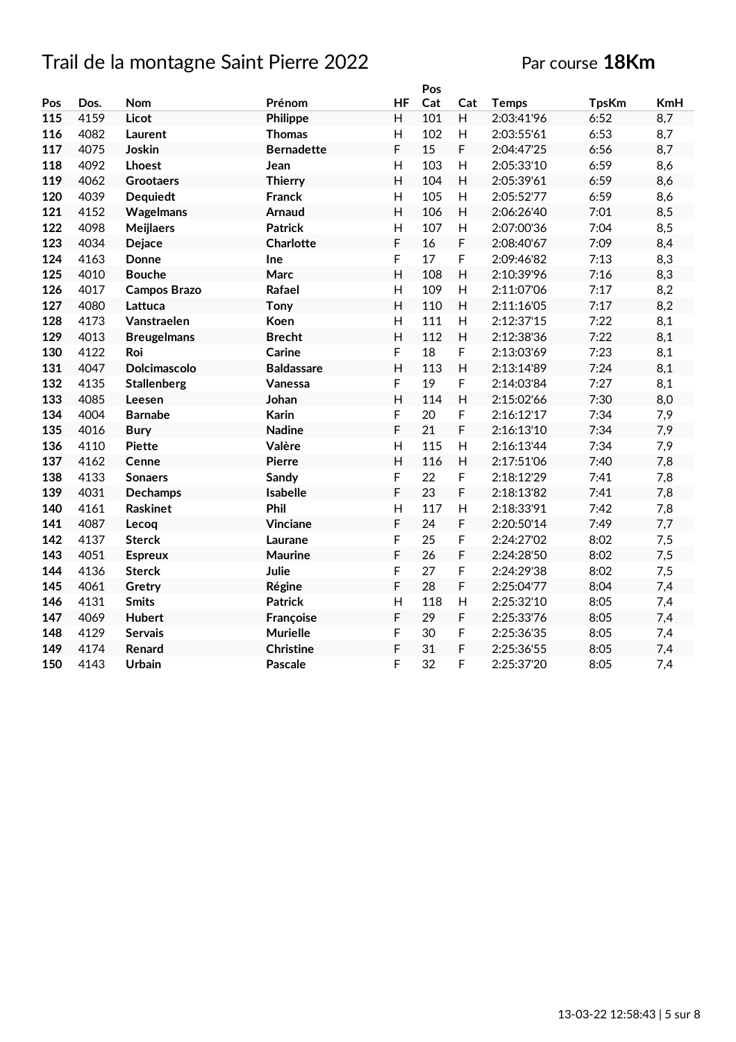# Trail de la montagne Saint Pierre 2022

Par course **18Km**

| Pos | Dos. | Nom | Prénom | HF | Pos Cat | Cat | Temps | TpsKm | KmH |
|---|---|---|---|---|---|---|---|---|---|
| **115** | 4159 | **Licot** | **Philippe** | H | 101 | H | 2:03:41'96 | 6:52 | 8,7 |
| **116** | 4082 | **Laurent** | **Thomas** | H | 102 | H | 2:03:55'61 | 6:53 | 8,7 |
| **117** | 4075 | **Joskin** | **Bernadette** | F | 15 | F | 2:04:47'25 | 6:56 | 8,7 |
| **118** | 4092 | **Lhoest** | **Jean** | H | 103 | H | 2:05:33'10 | 6:59 | 8,6 |
| **119** | 4062 | **Grootaers** | **Thierry** | H | 104 | H | 2:05:39'61 | 6:59 | 8,6 |
| **120** | 4039 | **Dequiedt** | **Franck** | H | 105 | H | 2:05:52'77 | 6:59 | 8,6 |
| **121** | 4152 | **Wagelmans** | **Arnaud** | H | 106 | H | 2:06:26'40 | 7:01 | 8,5 |
| **122** | 4098 | **Meijlaers** | **Patrick** | H | 107 | H | 2:07:00'36 | 7:04 | 8,5 |
| **123** | 4034 | **Dejace** | **Charlotte** | F | 16 | F | 2:08:40'67 | 7:09 | 8,4 |
| **124** | 4163 | **Donne** | **Ine** | F | 17 | F | 2:09:46'82 | 7:13 | 8,3 |
| **125** | 4010 | **Bouche** | **Marc** | H | 108 | H | 2:10:39'96 | 7:16 | 8,3 |
| **126** | 4017 | **Campos Brazo** | **Rafael** | H | 109 | H | 2:11:07'06 | 7:17 | 8,2 |
| **127** | 4080 | **Lattuca** | **Tony** | H | 110 | H | 2:11:16'05 | 7:17 | 8,2 |
| **128** | 4173 | **Vanstraelen** | **Koen** | H | 111 | H | 2:12:37'15 | 7:22 | 8,1 |
| **129** | 4013 | **Breugelmans** | **Brecht** | H | 112 | H | 2:12:38'36 | 7:22 | 8,1 |
| **130** | 4122 | **Roi** | **Carine** | F | 18 | F | 2:13:03'69 | 7:23 | 8,1 |
| **131** | 4047 | **Dolcimascolo** | **Baldassare** | H | 113 | H | 2:13:14'89 | 7:24 | 8,1 |
| **132** | 4135 | **Stallenberg** | **Vanessa** | F | 19 | F | 2:14:03'84 | 7:27 | 8,1 |
| **133** | 4085 | **Leesen** | **Johan** | H | 114 | H | 2:15:02'66 | 7:30 | 8,0 |
| **134** | 4004 | **Barnabe** | **Karin** | F | 20 | F | 2:16:12'17 | 7:34 | 7,9 |
| **135** | 4016 | **Bury** | **Nadine** | F | 21 | F | 2:16:13'10 | 7:34 | 7,9 |
| **136** | 4110 | **Piette** | **Valère** | H | 115 | H | 2:16:13'44 | 7:34 | 7,9 |
| **137** | 4162 | **Cenne** | **Pierre** | H | 116 | H | 2:17:51'06 | 7:40 | 7,8 |
| **138** | 4133 | **Sonaers** | **Sandy** | F | 22 | F | 2:18:12'29 | 7:41 | 7,8 |
| **139** | 4031 | **Dechamps** | **Isabelle** | F | 23 | F | 2:18:13'82 | 7:41 | 7,8 |
| **140** | 4161 | **Raskinet** | **Phil** | H | 117 | H | 2:18:33'91 | 7:42 | 7,8 |
| **141** | 4087 | **Lecoq** | **Vinciane** | F | 24 | F | 2:20:50'14 | 7:49 | 7,7 |
| **142** | 4137 | **Sterck** | **Laurane** | F | 25 | F | 2:24:27'02 | 8:02 | 7,5 |
| **143** | 4051 | **Espreux** | **Maurine** | F | 26 | F | 2:24:28'50 | 8:02 | 7,5 |
| **144** | 4136 | **Sterck** | **Julie** | F | 27 | F | 2:24:29'38 | 8:02 | 7,5 |
| **145** | 4061 | **Gretry** | **Régine** | F | 28 | F | 2:25:04'77 | 8:04 | 7,4 |
| **146** | 4131 | **Smits** | **Patrick** | H | 118 | H | 2:25:32'10 | 8:05 | 7,4 |
| **147** | 4069 | **Hubert** | **Françoise** | F | 29 | F | 2:25:33'76 | 8:05 | 7,4 |
| **148** | 4129 | **Servais** | **Murielle** | F | 30 | F | 2:25:36'35 | 8:05 | 7,4 |
| **149** | 4174 | **Renard** | **Christine** | F | 31 | F | 2:25:36'55 | 8:05 | 7,4 |
| **150** | 4143 | **Urbain** | **Pascale** | F | 32 | F | 2:25:37'20 | 8:05 | 7,4 |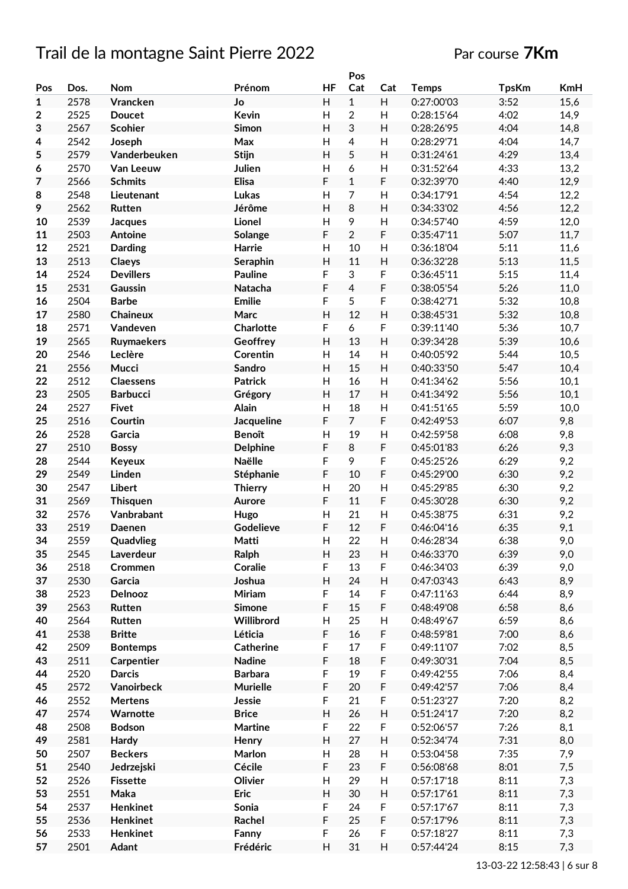# Trail de la montagne Saint Pierre 2022

Par course **7Km**

| Pos | Dos. | Nom | Prénom | HF | Pos Cat | Cat | Temps | TpsKm | KmH |
|---|---|---|---|---|---|---|---|---|---|
| **1** | 2578 | **Vrancken** | **Jo** | H | 1 | H | 0:27:00'03 | 3:52 | 15,6 |
| **2** | 2525 | **Doucet** | **Kevin** | H | 2 | H | 0:28:15'64 | 4:02 | 14,9 |
| **3** | 2567 | **Scohier** | **Simon** | H | 3 | H | 0:28:26'95 | 4:04 | 14,8 |
| **4** | 2542 | **Joseph** | **Max** | H | 4 | H | 0:28:29'71 | 4:04 | 14,7 |
| **5** | 2579 | **Vanderbeuken** | **Stijn** | H | 5 | H | 0:31:24'61 | 4:29 | 13,4 |
| **6** | 2570 | **Van Leeuw** | **Julien** | H | 6 | H | 0:31:52'64 | 4:33 | 13,2 |
| **7** | 2566 | **Schmits** | **Elisa** | F | 1 | F | 0:32:39'70 | 4:40 | 12,9 |
| **8** | 2548 | **Lieutenant** | **Lukas** | H | 7 | H | 0:34:17'91 | 4:54 | 12,2 |
| **9** | 2562 | **Rutten** | **Jérôme** | H | 8 | H | 0:34:33'02 | 4:56 | 12,2 |
| **10** | 2539 | **Jacques** | **Lionel** | H | 9 | H | 0:34:57'40 | 4:59 | 12,0 |
| **11** | 2503 | **Antoine** | **Solange** | F | 2 | F | 0:35:47'11 | 5:07 | 11,7 |
| **12** | 2521 | **Darding** | **Harrie** | H | 10 | H | 0:36:18'04 | 5:11 | 11,6 |
| **13** | 2513 | **Claeys** | **Seraphin** | H | 11 | H | 0:36:32'28 | 5:13 | 11,5 |
| **14** | 2524 | **Devillers** | **Pauline** | F | 3 | F | 0:36:45'11 | 5:15 | 11,4 |
| **15** | 2531 | **Gaussin** | **Natacha** | F | 4 | F | 0:38:05'54 | 5:26 | 11,0 |
| **16** | 2504 | **Barbe** | **Emilie** | F | 5 | F | 0:38:42'71 | 5:32 | 10,8 |
| **17** | 2580 | **Chaineux** | **Marc** | H | 12 | H | 0:38:45'31 | 5:32 | 10,8 |
| **18** | 2571 | **Vandeven** | **Charlotte** | F | 6 | F | 0:39:11'40 | 5:36 | 10,7 |
| **19** | 2565 | **Ruymaekers** | **Geoffrey** | H | 13 | H | 0:39:34'28 | 5:39 | 10,6 |
| **20** | 2546 | **Leclère** | **Corentin** | H | 14 | H | 0:40:05'92 | 5:44 | 10,5 |
| **21** | 2556 | **Mucci** | **Sandro** | H | 15 | H | 0:40:33'50 | 5:47 | 10,4 |
| **22** | 2512 | **Claessens** | **Patrick** | H | 16 | H | 0:41:34'62 | 5:56 | 10,1 |
| **23** | 2505 | **Barbucci** | **Grégory** | H | 17 | H | 0:41:34'92 | 5:56 | 10,1 |
| **24** | 2527 | **Fivet** | **Alain** | H | 18 | H | 0:41:51'65 | 5:59 | 10,0 |
| **25** | 2516 | **Courtin** | **Jacqueline** | F | 7 | F | 0:42:49'53 | 6:07 | 9,8 |
| **26** | 2528 | **Garcia** | **Benoît** | H | 19 | H | 0:42:59'58 | 6:08 | 9,8 |
| **27** | 2510 | **Bossy** | **Delphine** | F | 8 | F | 0:45:01'83 | 6:26 | 9,3 |
| **28** | 2544 | **Keyeux** | **Naëlle** | F | 9 | F | 0:45:25'26 | 6:29 | 9,2 |
| **29** | 2549 | **Linden** | **Stéphanie** | F | 10 | F | 0:45:29'00 | 6:30 | 9,2 |
| **30** | 2547 | **Libert** | **Thierry** | H | 20 | H | 0:45:29'85 | 6:30 | 9,2 |
| **31** | 2569 | **Thisquen** | **Aurore** | F | 11 | F | 0:45:30'28 | 6:30 | 9,2 |
| **32** | 2576 | **Vanbrabant** | **Hugo** | H | 21 | H | 0:45:38'75 | 6:31 | 9,2 |
| **33** | 2519 | **Daenen** | **Godelieve** | F | 12 | F | 0:46:04'16 | 6:35 | 9,1 |
| **34** | 2559 | **Quadvlieg** | **Matti** | H | 22 | H | 0:46:28'34 | 6:38 | 9,0 |
| **35** | 2545 | **Laverdeur** | **Ralph** | H | 23 | H | 0:46:33'70 | 6:39 | 9,0 |
| **36** | 2518 | **Crommen** | **Coralie** | F | 13 | F | 0:46:34'03 | 6:39 | 9,0 |
| **37** | 2530 | **Garcia** | **Joshua** | H | 24 | H | 0:47:03'43 | 6:43 | 8,9 |
| **38** | 2523 | **Delnooz** | **Miriam** | F | 14 | F | 0:47:11'63 | 6:44 | 8,9 |
| **39** | 2563 | **Rutten** | **Simone** | F | 15 | F | 0:48:49'08 | 6:58 | 8,6 |
| **40** | 2564 | **Rutten** | **Willibrord** | H | 25 | H | 0:48:49'67 | 6:59 | 8,6 |
| **41** | 2538 | **Britte** | **Léticia** | F | 16 | F | 0:48:59'81 | 7:00 | 8,6 |
| **42** | 2509 | **Bontemps** | **Catherine** | F | 17 | F | 0:49:11'07 | 7:02 | 8,5 |
| **43** | 2511 | **Carpentier** | **Nadine** | F | 18 | F | 0:49:30'31 | 7:04 | 8,5 |
| **44** | 2520 | **Darcis** | **Barbara** | F | 19 | F | 0:49:42'55 | 7:06 | 8,4 |
| **45** | 2572 | **Vanoirbeck** | **Murielle** | F | 20 | F | 0:49:42'57 | 7:06 | 8,4 |
| **46** | 2552 | **Mertens** | **Jessie** | F | 21 | F | 0:51:23'27 | 7:20 | 8,2 |
| **47** | 2574 | **Warnotte** | **Brice** | H | 26 | H | 0:51:24'17 | 7:20 | 8,2 |
| **48** | 2508 | **Bodson** | **Martine** | F | 22 | F | 0:52:06'57 | 7:26 | 8,1 |
| **49** | 2581 | **Hardy** | **Henry** | H | 27 | H | 0:52:34'74 | 7:31 | 8,0 |
| **50** | 2507 | **Beckers** | **Marlon** | H | 28 | H | 0:53:04'58 | 7:35 | 7,9 |
| **51** | 2540 | **Jedrzejski** | **Cécile** | F | 23 | F | 0:56:08'68 | 8:01 | 7,5 |
| **52** | 2526 | **Fissette** | **Olivier** | H | 29 | H | 0:57:17'18 | 8:11 | 7,3 |
| **53** | 2551 | **Maka** | **Eric** | H | 30 | H | 0:57:17'61 | 8:11 | 7,3 |
| **54** | 2537 | **Henkinet** | **Sonia** | F | 24 | F | 0:57:17'67 | 8:11 | 7,3 |
| **55** | 2536 | **Henkinet** | **Rachel** | F | 25 | F | 0:57:17'96 | 8:11 | 7,3 |
| **56** | 2533 | **Henkinet** | **Fanny** | F | 26 | F | 0:57:18'27 | 8:11 | 7,3 |
| **57** | 2501 | **Adant** | **Frédéric** | H | 31 | H | 0:57:44'24 | 8:15 | 7,3 |

13-03-22 12:58:43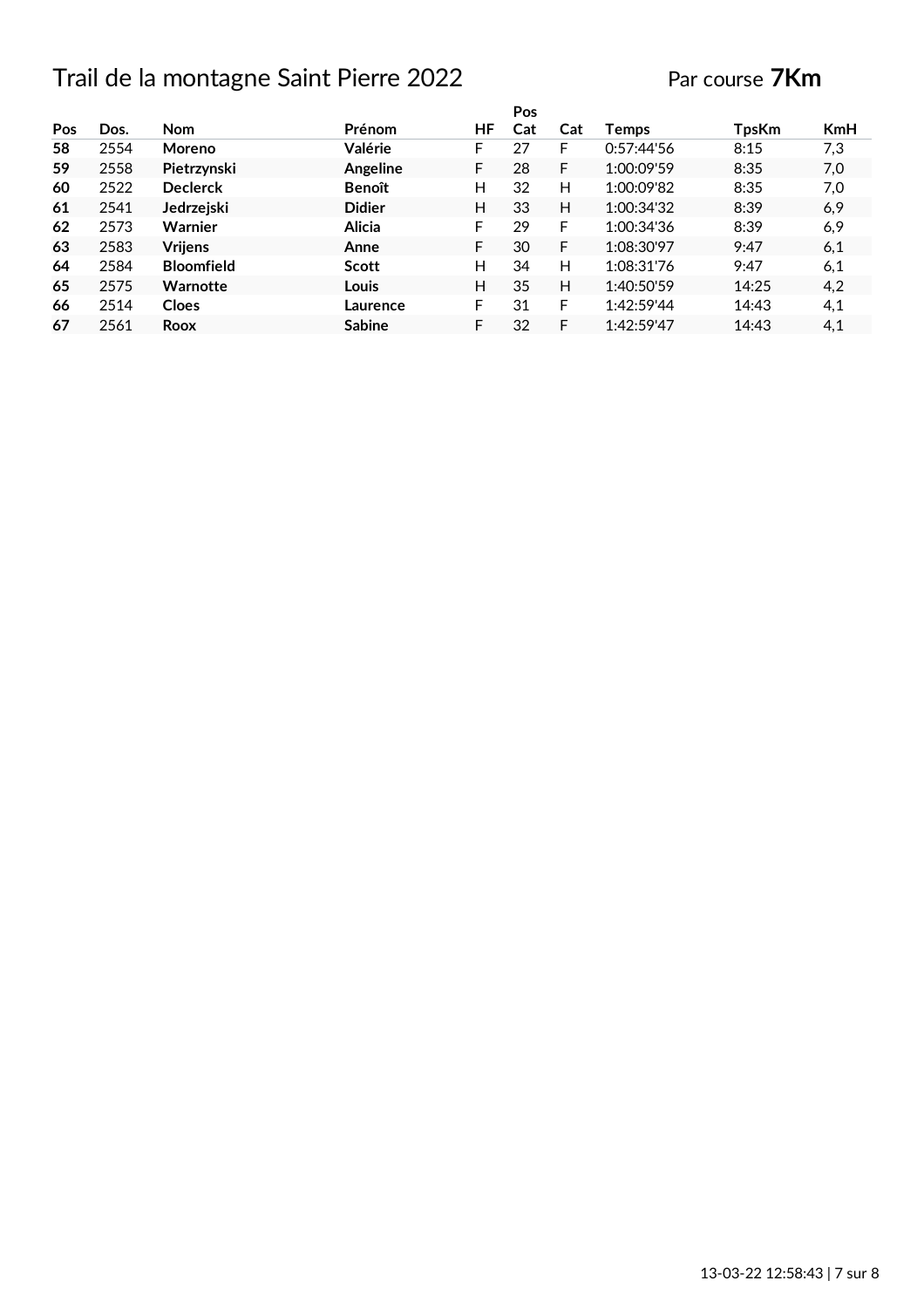# Trail de la montagne Saint Pierre 2022

Par course **7Km**

| Pos | Dos. | Nom | Prénom | HF | Pos Cat | Cat | Temps | TpsKm | KmH |
|---|---|---|---|---|---|---|---|---|---|
| **58** | 2554 | **Moreno** | **Valérie** | F | 27 | F | 0:57:44'56 | 8:15 | 7,3 |
| **59** | 2558 | **Pietrzynski** | **Angeline** | F | 28 | F | 1:00:09'59 | 8:35 | 7,0 |
| **60** | 2522 | **Declerck** | **Benoît** | H | 32 | H | 1:00:09'82 | 8:35 | 7,0 |
| **61** | 2541 | **Jedrzejski** | **Didier** | H | 33 | H | 1:00:34'32 | 8:39 | 6,9 |
| **62** | 2573 | **Warnier** | **Alicia** | F | 29 | F | 1:00:34'36 | 8:39 | 6,9 |
| **63** | 2583 | **Vrijens** | **Anne** | F | 30 | F | 1:08:30'97 | 9:47 | 6,1 |
| **64** | 2584 | **Bloomfield** | **Scott** | H | 34 | H | 1:08:31'76 | 9:47 | 6,1 |
| **65** | 2575 | **Warnotte** | **Louis** | H | 35 | H | 1:40:50'59 | 14:25 | 4,2 |
| **66** | 2514 | **Cloes** | **Laurence** | F | 31 | F | 1:42:59'44 | 14:43 | 4,1 |
| **67** | 2561 | **Roox** | **Sabine** | F | 32 | F | 1:42:59'47 | 14:43 | 4,1 |